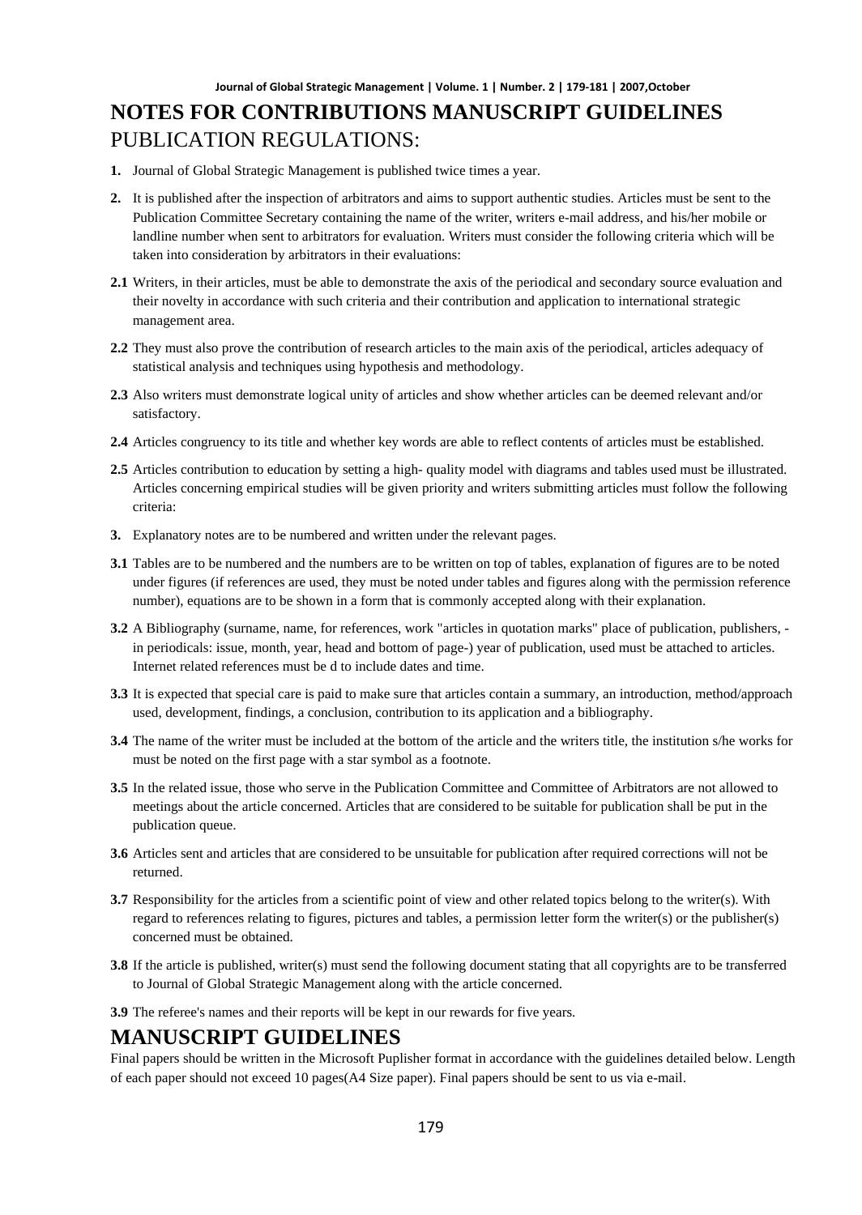# NOTES FOR CONTRIBUTIONS MANUSCRIPT GUIDELINES

## PUBLICATION REGULATIONS:

**1.** Journal of Global Strategic Management is published twice times a year.

**2.** It is published after the inspection of arbitrators and aims to support authentic studies. Articles must be sent to the Publication Committee Secretary containing the name of the writer, writers e-mail address, and his/her mobile or landline number when sent to arbitrators for evaluation. Writers must consider the following criteria which will be taken into consideration by arbitrators in their evaluations:

**2.1** Writers, in their articles, must be able to demonstrate the axis of the periodical and secondary source evaluation and their novelty in accordance with such criteria and their contribution and application to international strategic management area.

**2.2** They must also prove the contribution of research articles to the main axis of the periodical, articles adequacy of statistical analysis and techniques using hypothesis and methodology.

**2.3** Also writers must demonstrate logical unity of articles and show whether articles can be deemed relevant and/or satisfactory.

**2.4** Articles congruency to its title and whether key words are able to reflect contents of articles must be established.

**2.5** Articles contribution to education by setting a high- quality model with diagrams and tables used must be illustrated. Articles concerning empirical studies will be given priority and writers submitting articles must follow the following criteria:

**3.** Explanatory notes are to be numbered and written under the relevant pages.

**3.1** Tables are to be numbered and the numbers are to be written on top of tables, explanation of figures are to be noted under figures (if references are used, they must be noted under tables and figures along with the permission reference number), equations are to be shown in a form that is commonly accepted along with their explanation.

**3.2** A Bibliography (surname, name, for references, work "articles in quotation marks" place of publication, publishers, - in periodicals: issue, month, year, head and bottom of page-) year of publication, used must be attached to articles. Internet related references must be d to include dates and time.

**3.3** It is expected that special care is paid to make sure that articles contain a summary, an introduction, method/approach used, development, findings, a conclusion, contribution to its application and a bibliography.

**3.4** The name of the writer must be included at the bottom of the article and the writers title, the institution s/he works for must be noted on the first page with a star symbol as a footnote.

**3.5** In the related issue, those who serve in the Publication Committee and Committee of Arbitrators are not allowed to meetings about the article concerned. Articles that are considered to be suitable for publication shall be put in the publication queue.

**3.6** Articles sent and articles that are considered to be unsuitable for publication after required corrections will not be returned.

**3.7** Responsibility for the articles from a scientific point of view and other related topics belong to the writer(s). With regard to references relating to figures, pictures and tables, a permission letter form the writer(s) or the publisher(s) concerned must be obtained.

**3.8** If the article is published, writer(s) must send the following document stating that all copyrights are to be transferred to Journal of Global Strategic Management along with the article concerned.

**3.9** The referee's names and their reports will be kept in our rewards for five years.

# MANUSCRIPT GUIDELINES

Final papers should be written in the Microsoft Puplisher format in accordance with the guidelines detailed below. Length of each paper should not exceed 10 pages(A4 Size paper). Final papers should be sent to us via e-mail.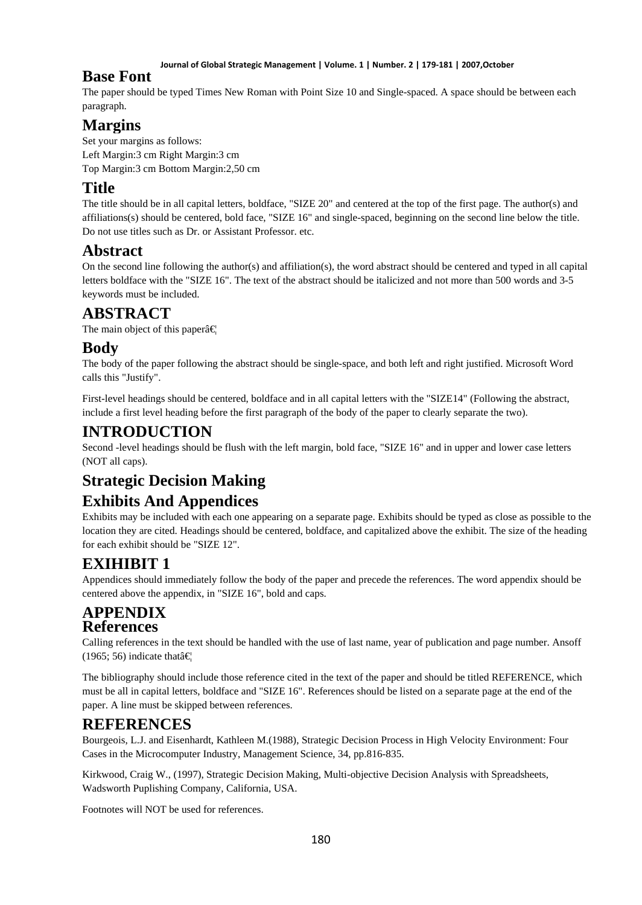## Base Font

The paper should be typed Times New Roman with Point Size 10 and Single-spaced. A space should be between each paragraph.

## Margins

Set your margins as follows:
Left Margin:3 cm Right Margin:3 cm
Top Margin:3 cm Bottom Margin:2,50 cm

## Title

The title should be in all capital letters, boldface, "SIZE 20" and centered at the top of the first page. The author(s) and affiliations(s) should be centered, bold face, "SIZE 16" and single-spaced, beginning on the second line below the title. Do not use titles such as Dr. or Assistant Professor. etc.

## Abstract

On the second line following the author(s) and affiliation(s), the word abstract should be centered and typed in all capital letters boldface with the "SIZE 16". The text of the abstract should be italicized and not more than 500 words and 3-5 keywords must be included.

## ABSTRACT

The main object of this paperâ€¦

## Body

The body of the paper following the abstract should be single-space, and both left and right justified. Microsoft Word calls this "Justify".

First-level headings should be centered, boldface and in all capital letters with the "SIZE14" (Following the abstract, include a first level heading before the first paragraph of the body of the paper to clearly separate the two).

## INTRODUCTION

Second -level headings should be flush with the left margin, bold face, "SIZE 16" and in upper and lower case letters (NOT all caps).

## Strategic Decision Making

## Exhibits And Appendices

Exhibits may be included with each one appearing on a separate page. Exhibits should be typed as close as possible to the location they are cited. Headings should be centered, boldface, and capitalized above the exhibit. The size of the heading for each exhibit should be "SIZE 12".

## EXIHIBIT 1

Appendices should immediately follow the body of the paper and precede the references. The word appendix should be centered above the appendix, in "SIZE 16", bold and caps.

## APPENDIX

## References

Calling references in the text should be handled with the use of last name, year of publication and page number. Ansoff (1965; 56) indicate thatâ€¦

The bibliography should include those reference cited in the text of the paper and should be titled REFERENCE, which must be all in capital letters, boldface and "SIZE 16". References should be listed on a separate page at the end of the paper. A line must be skipped between references.

## REFERENCES

Bourgeois, L.J. and Eisenhardt, Kathleen M.(1988), Strategic Decision Process in High Velocity Environment: Four Cases in the Microcomputer Industry, Management Science, 34, pp.816-835.

Kirkwood, Craig W., (1997), Strategic Decision Making, Multi-objective Decision Analysis with Spreadsheets, Wadsworth Puplishing Company, California, USA.

Footnotes will NOT be used for references.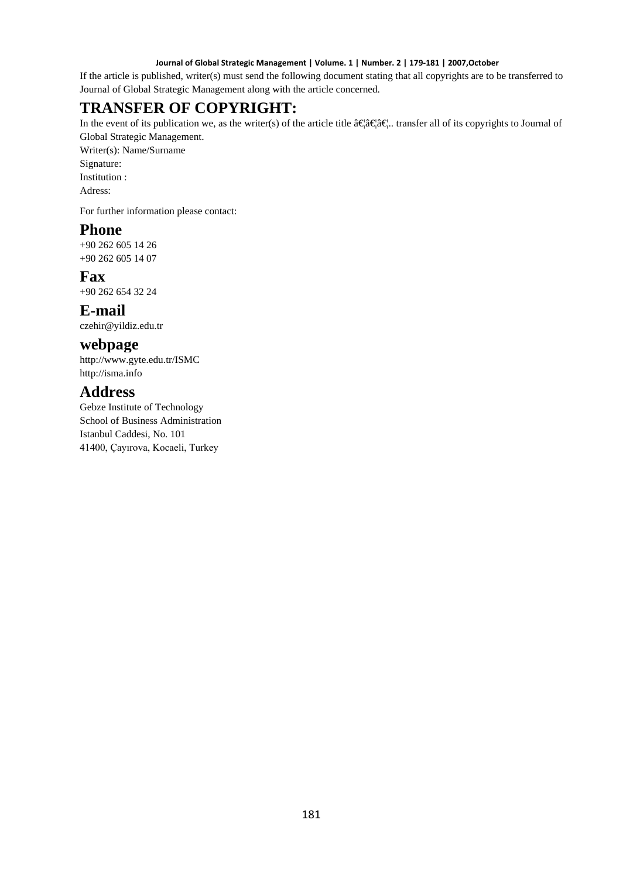If the article is published, writer(s) must send the following document stating that all copyrights are to be transferred to Journal of Global Strategic Management along with the article concerned.

# TRANSFER OF COPYRIGHT:

In the event of its publication we, as the writer(s) of the article title â€¦â€¦.. transfer all of its copyrights to Journal of Global Strategic Management.

Writer(s): Name/Surname

Signature:

Institution :

Adress:

For further information please contact:

## Phone

+90 262 605 14 26
+90 262 605 14 07

## Fax

+90 262 654 32 24

## E-mail

czehir@yildiz.edu.tr

## webpage

http://www.gyte.edu.tr/ISMC
http://isma.info

## Address

Gebze Institute of Technology
School of Business Administration
Istanbul Caddesi, No. 101
41400, Çayırova, Kocaeli, Turkey